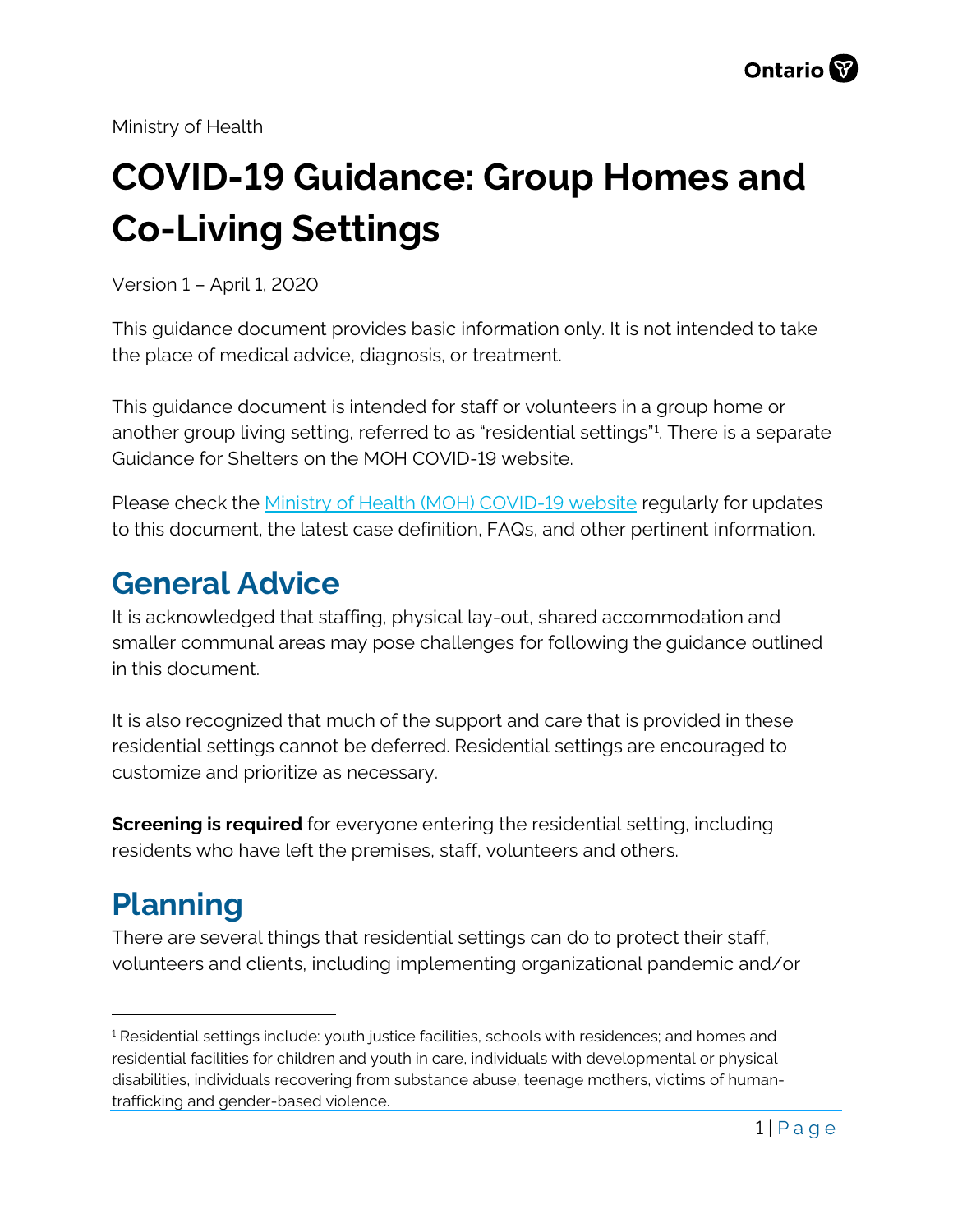Ministry of Health

# COVID-19 Guidance: Group Homes and Co-Living Settings

Version 1 – April 1, 2020

This guidance document provides basic information only. It is not intended to take the place of medical advice, diagnosis, or treatment.

This guidance document is intended for staff or volunteers in a group home or another group living setting, referred to as "residential settings"[1]. There is a separate Guidance for Shelters on the MOH COVID-19 website.

Please check the Ministry of Health (MOH) COVID-19 website regularly for updates to this document, the latest case definition, FAQs, and other pertinent information.

## General Advice

It is acknowledged that staffing, physical lay-out, shared accommodation and smaller communal areas may pose challenges for following the guidance outlined in this document.

It is also recognized that much of the support and care that is provided in these residential settings cannot be deferred. Residential settings are encouraged to customize and prioritize as necessary.

**Screening is required** for everyone entering the residential setting, including residents who have left the premises, staff, volunteers and others.

## Planning

There are several things that residential settings can do to protect their staff, volunteers and clients, including implementing organizational pandemic and/or

[1] Residential settings include: youth justice facilities, schools with residences; and homes and residential facilities for children and youth in care, individuals with developmental or physical disabilities, individuals recovering from substance abuse, teenage mothers, victims of human-trafficking and gender-based violence.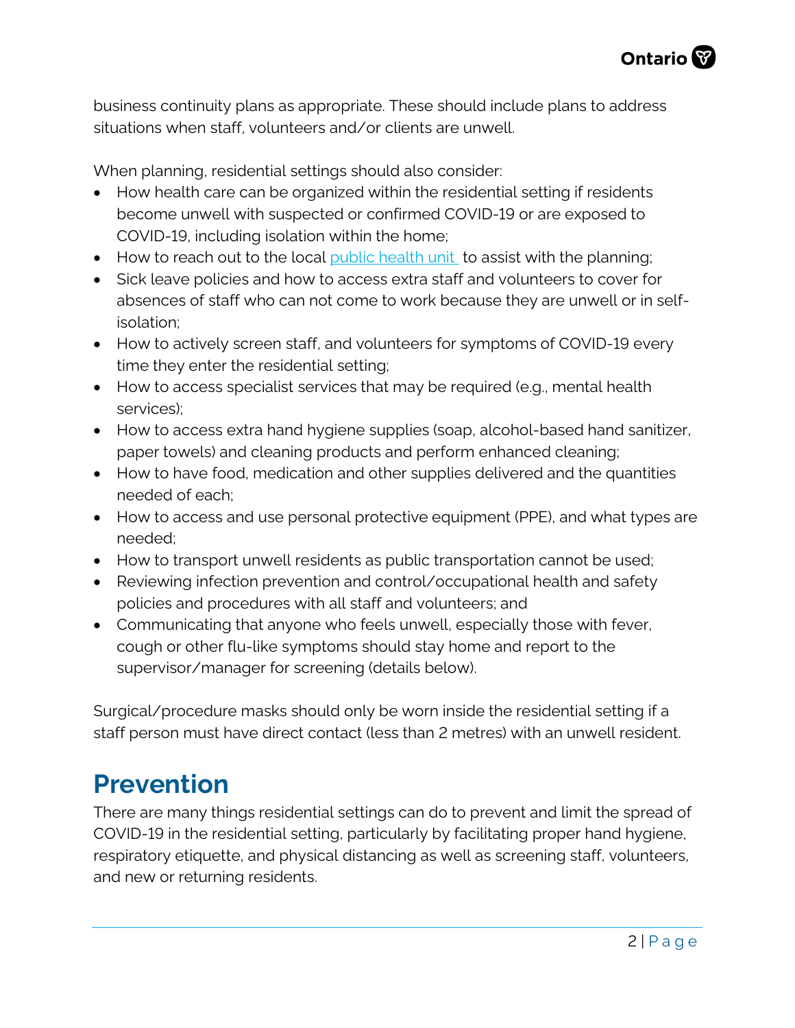business continuity plans as appropriate. These should include plans to address situations when staff, volunteers and/or clients are unwell.

When planning, residential settings should also consider:

- How health care can be organized within the residential setting if residents become unwell with suspected or confirmed COVID-19 or are exposed to COVID-19, including isolation within the home;
- How to reach out to the local public health unit to assist with the planning;
- Sick leave policies and how to access extra staff and volunteers to cover for absences of staff who can not come to work because they are unwell or in self-isolation;
- How to actively screen staff, and volunteers for symptoms of COVID-19 every time they enter the residential setting;
- How to access specialist services that may be required (e.g., mental health services);
- How to access extra hand hygiene supplies (soap, alcohol-based hand sanitizer, paper towels) and cleaning products and perform enhanced cleaning;
- How to have food, medication and other supplies delivered and the quantities needed of each;
- How to access and use personal protective equipment (PPE), and what types are needed;
- How to transport unwell residents as public transportation cannot be used;
- Reviewing infection prevention and control/occupational health and safety policies and procedures with all staff and volunteers; and
- Communicating that anyone who feels unwell, especially those with fever, cough or other flu-like symptoms should stay home and report to the supervisor/manager for screening (details below).

Surgical/procedure masks should only be worn inside the residential setting if a staff person must have direct contact (less than 2 metres) with an unwell resident.

## Prevention

There are many things residential settings can do to prevent and limit the spread of COVID-19 in the residential setting, particularly by facilitating proper hand hygiene, respiratory etiquette, and physical distancing as well as screening staff, volunteers, and new or returning residents.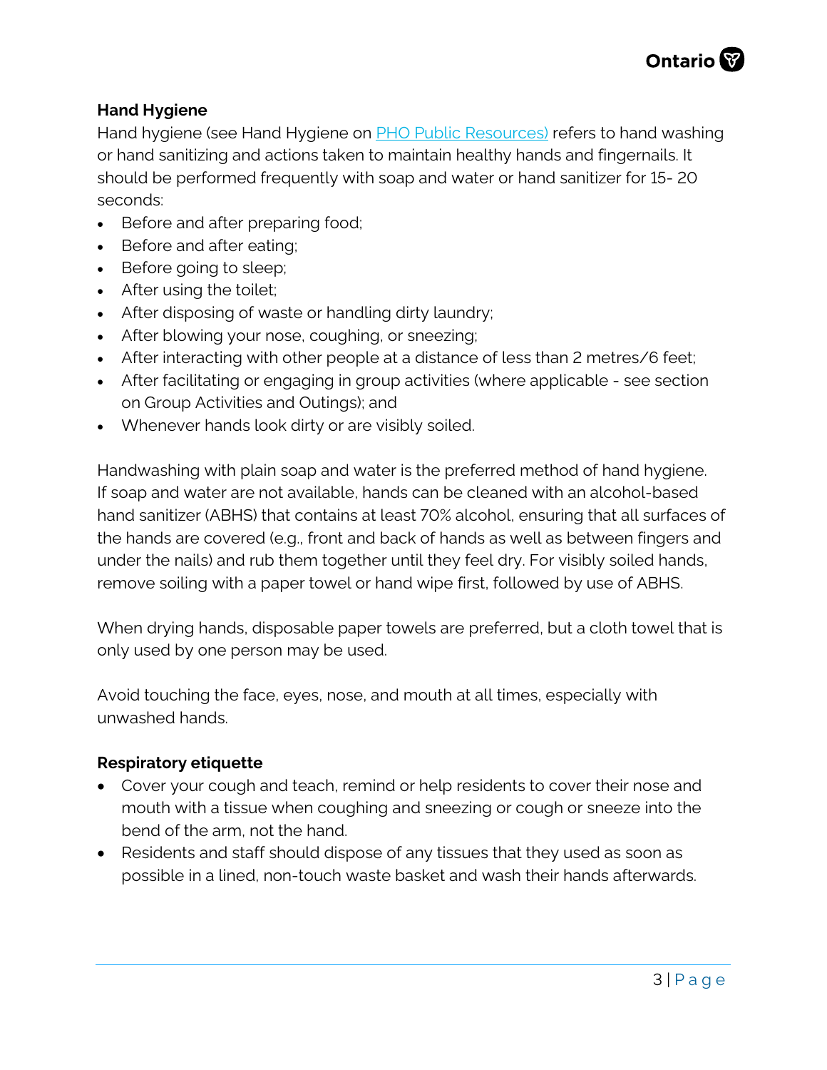**Hand Hygiene**

Hand hygiene (see Hand Hygiene on [PHO Public Resources)](PHO Public Resources) refers to hand washing or hand sanitizing and actions taken to maintain healthy hands and fingernails. It should be performed frequently with soap and water or hand sanitizer for 15- 20 seconds:

- Before and after preparing food;
- Before and after eating;
- Before going to sleep;
- After using the toilet;
- After disposing of waste or handling dirty laundry;
- After blowing your nose, coughing, or sneezing;
- After interacting with other people at a distance of less than 2 metres/6 feet;
- After facilitating or engaging in group activities (where applicable - see section on Group Activities and Outings); and
- Whenever hands look dirty or are visibly soiled.

Handwashing with plain soap and water is the preferred method of hand hygiene. If soap and water are not available, hands can be cleaned with an alcohol-based hand sanitizer (ABHS) that contains at least 70% alcohol, ensuring that all surfaces of the hands are covered (e.g., front and back of hands as well as between fingers and under the nails) and rub them together until they feel dry. For visibly soiled hands, remove soiling with a paper towel or hand wipe first, followed by use of ABHS.

When drying hands, disposable paper towels are preferred, but a cloth towel that is only used by one person may be used.

Avoid touching the face, eyes, nose, and mouth at all times, especially with unwashed hands.

**Respiratory etiquette**

- Cover your cough and teach, remind or help residents to cover their nose and mouth with a tissue when coughing and sneezing or cough or sneeze into the bend of the arm, not the hand.
- Residents and staff should dispose of any tissues that they used as soon as possible in a lined, non-touch waste basket and wash their hands afterwards.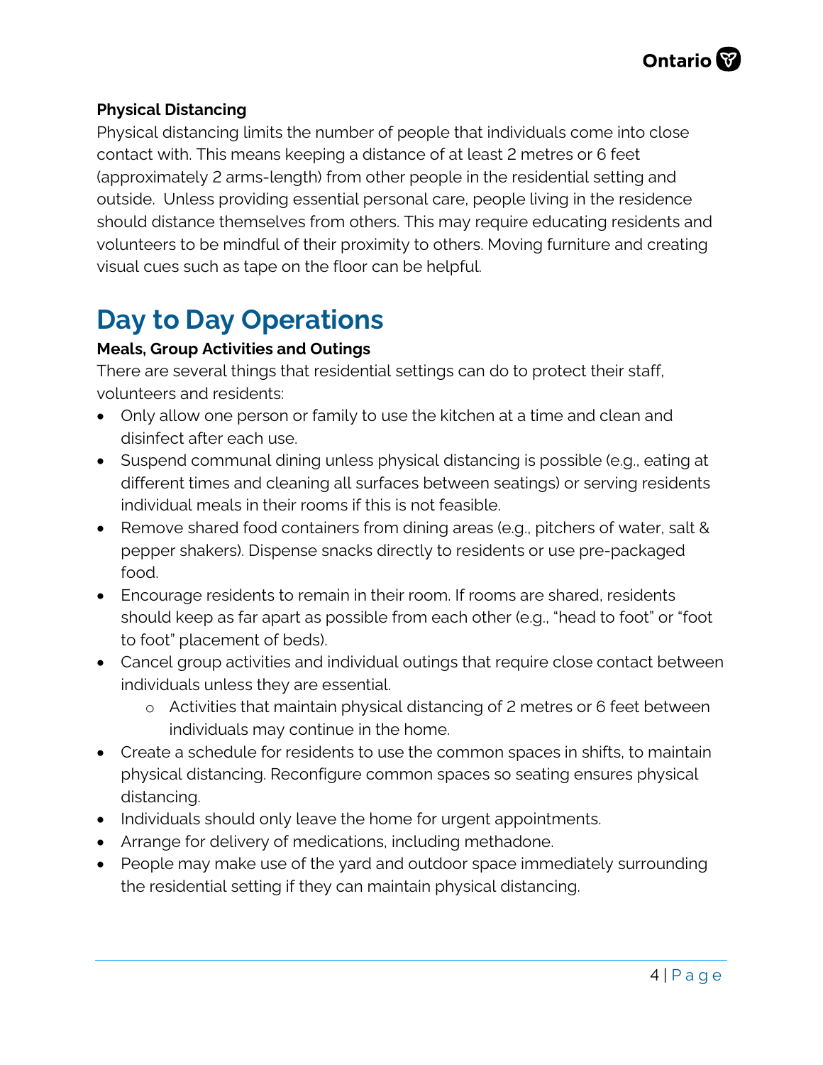**Physical Distancing**

Physical distancing limits the number of people that individuals come into close contact with. This means keeping a distance of at least 2 metres or 6 feet (approximately 2 arms-length) from other people in the residential setting and outside. Unless providing essential personal care, people living in the residence should distance themselves from others. This may require educating residents and volunteers to be mindful of their proximity to others. Moving furniture and creating visual cues such as tape on the floor can be helpful.

# Day to Day Operations

**Meals, Group Activities and Outings**

There are several things that residential settings can do to protect their staff, volunteers and residents:

- Only allow one person or family to use the kitchen at a time and clean and disinfect after each use.
- Suspend communal dining unless physical distancing is possible (e.g., eating at different times and cleaning all surfaces between seatings) or serving residents individual meals in their rooms if this is not feasible.
- Remove shared food containers from dining areas (e.g., pitchers of water, salt & pepper shakers). Dispense snacks directly to residents or use pre-packaged food.
- Encourage residents to remain in their room. If rooms are shared, residents should keep as far apart as possible from each other (e.g., "head to foot" or "foot to foot" placement of beds).
- Cancel group activities and individual outings that require close contact between individuals unless they are essential.
  - Activities that maintain physical distancing of 2 metres or 6 feet between individuals may continue in the home.
- Create a schedule for residents to use the common spaces in shifts, to maintain physical distancing. Reconfigure common spaces so seating ensures physical distancing.
- Individuals should only leave the home for urgent appointments.
- Arrange for delivery of medications, including methadone.
- People may make use of the yard and outdoor space immediately surrounding the residential setting if they can maintain physical distancing.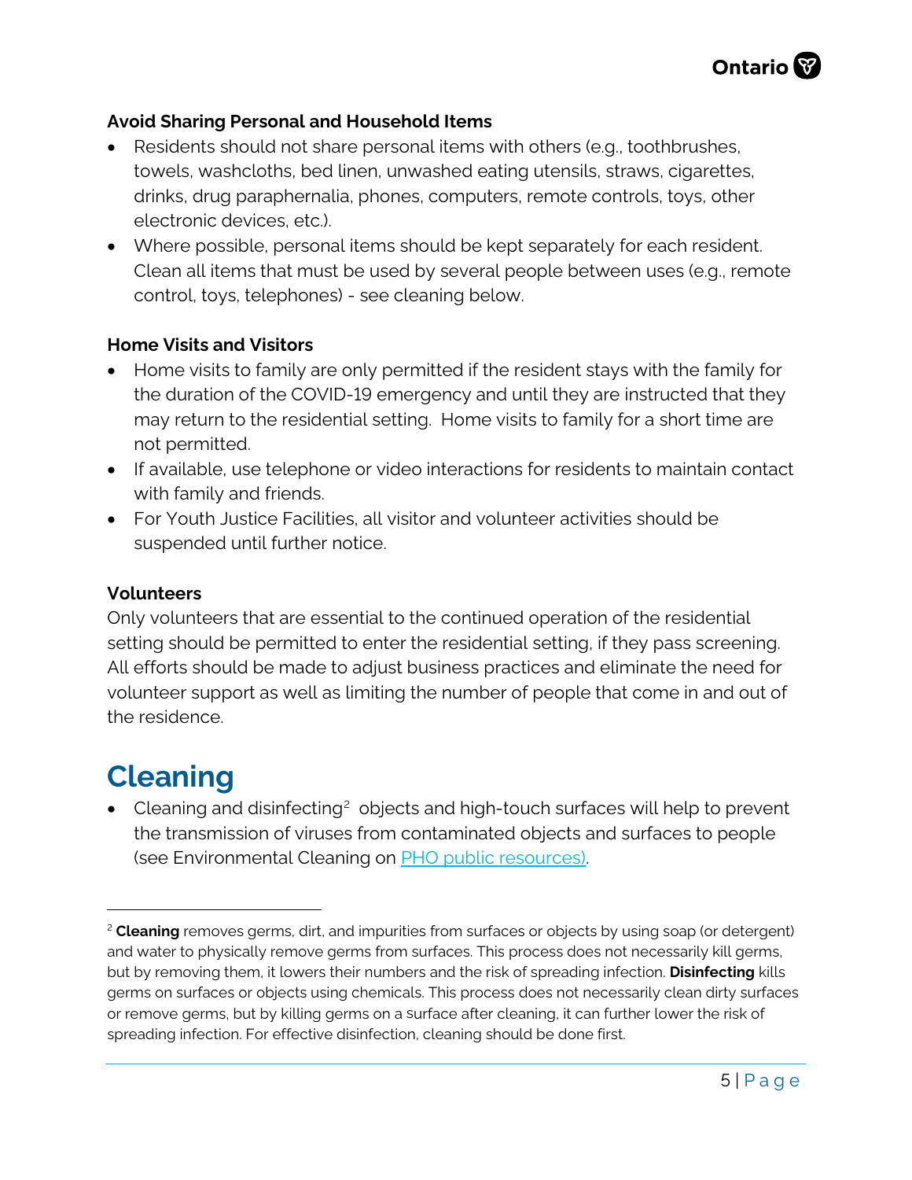### Avoid Sharing Personal and Household Items

- Residents should not share personal items with others (e.g., toothbrushes, towels, washcloths, bed linen, unwashed eating utensils, straws, cigarettes, drinks, drug paraphernalia, phones, computers, remote controls, toys, other electronic devices, etc.).
- Where possible, personal items should be kept separately for each resident. Clean all items that must be used by several people between uses (e.g., remote control, toys, telephones) - see cleaning below.

### Home Visits and Visitors

- Home visits to family are only permitted if the resident stays with the family for the duration of the COVID-19 emergency and until they are instructed that they may return to the residential setting. Home visits to family for a short time are not permitted.
- If available, use telephone or video interactions for residents to maintain contact with family and friends.
- For Youth Justice Facilities, all visitor and volunteer activities should be suspended until further notice.

### Volunteers

Only volunteers that are essential to the continued operation of the residential setting should be permitted to enter the residential setting, if they pass screening. All efforts should be made to adjust business practices and eliminate the need for volunteer support as well as limiting the number of people that come in and out of the residence.

## Cleaning

- Cleaning and disinfecting[2] objects and high-touch surfaces will help to prevent the transmission of viruses from contaminated objects and surfaces to people (see Environmental Cleaning on PHO public resources).

[2] **Cleaning** removes germs, dirt, and impurities from surfaces or objects by using soap (or detergent) and water to physically remove germs from surfaces. This process does not necessarily kill germs, but by removing them, it lowers their numbers and the risk of spreading infection. **Disinfecting** kills germs on surfaces or objects using chemicals. This process does not necessarily clean dirty surfaces or remove germs, but by killing germs on a surface after cleaning, it can further lower the risk of spreading infection. For effective disinfection, cleaning should be done first.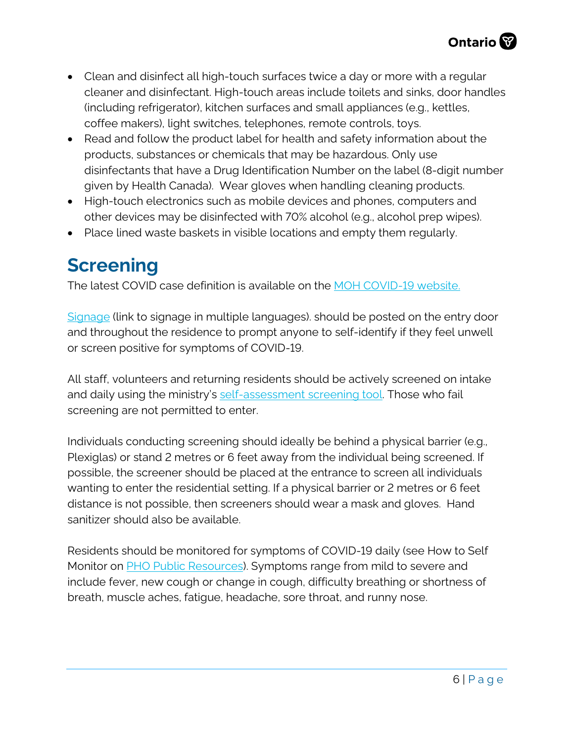- Clean and disinfect all high-touch surfaces twice a day or more with a regular cleaner and disinfectant. High-touch areas include toilets and sinks, door handles (including refrigerator), kitchen surfaces and small appliances (e.g., kettles, coffee makers), light switches, telephones, remote controls, toys.
- Read and follow the product label for health and safety information about the products, substances or chemicals that may be hazardous. Only use disinfectants that have a Drug Identification Number on the label (8-digit number given by Health Canada). Wear gloves when handling cleaning products.
- High-touch electronics such as mobile devices and phones, computers and other devices may be disinfected with 70% alcohol (e.g., alcohol prep wipes).
- Place lined waste baskets in visible locations and empty them regularly.

# Screening

The latest COVID case definition is available on the MOH COVID-19 website.

Signage (link to signage in multiple languages). should be posted on the entry door and throughout the residence to prompt anyone to self-identify if they feel unwell or screen positive for symptoms of COVID-19.

All staff, volunteers and returning residents should be actively screened on intake and daily using the ministry's self-assessment screening tool. Those who fail screening are not permitted to enter.

Individuals conducting screening should ideally be behind a physical barrier (e.g., Plexiglas) or stand 2 metres or 6 feet away from the individual being screened. If possible, the screener should be placed at the entrance to screen all individuals wanting to enter the residential setting. If a physical barrier or 2 metres or 6 feet distance is not possible, then screeners should wear a mask and gloves. Hand sanitizer should also be available.

Residents should be monitored for symptoms of COVID-19 daily (see How to Self Monitor on PHO Public Resources). Symptoms range from mild to severe and include fever, new cough or change in cough, difficulty breathing or shortness of breath, muscle aches, fatigue, headache, sore throat, and runny nose.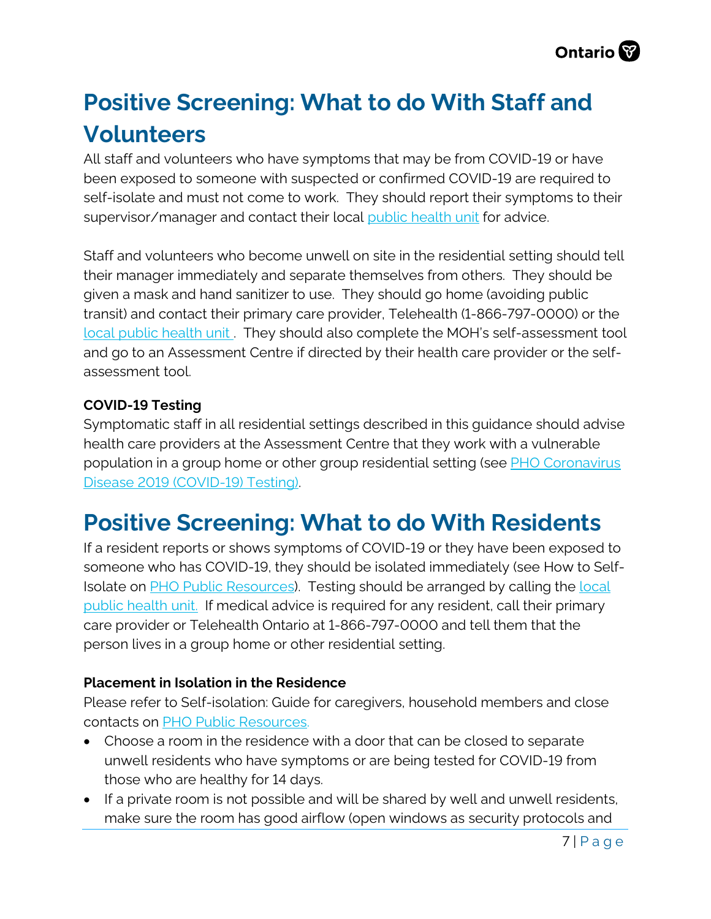# Positive Screening: What to do With Staff and Volunteers

All staff and volunteers who have symptoms that may be from COVID-19 or have been exposed to someone with suspected or confirmed COVID-19 are required to self-isolate and must not come to work. They should report their symptoms to their supervisor/manager and contact their local public health unit for advice.

Staff and volunteers who become unwell on site in the residential setting should tell their manager immediately and separate themselves from others. They should be given a mask and hand sanitizer to use. They should go home (avoiding public transit) and contact their primary care provider, Telehealth (1-866-797-0000) or the local public health unit. They should also complete the MOH's self-assessment tool and go to an Assessment Centre if directed by their health care provider or the self-assessment tool.

**COVID-19 Testing**

Symptomatic staff in all residential settings described in this guidance should advise health care providers at the Assessment Centre that they work with a vulnerable population in a group home or other group residential setting (see PHO Coronavirus Disease 2019 (COVID-19) Testing).

# Positive Screening: What to do With Residents

If a resident reports or shows symptoms of COVID-19 or they have been exposed to someone who has COVID-19, they should be isolated immediately (see How to Self-Isolate on PHO Public Resources). Testing should be arranged by calling the local public health unit. If medical advice is required for any resident, call their primary care provider or Telehealth Ontario at 1-866-797-0000 and tell them that the person lives in a group home or other residential setting.

**Placement in Isolation in the Residence**

Please refer to Self-isolation: Guide for caregivers, household members and close contacts on PHO Public Resources.

- Choose a room in the residence with a door that can be closed to separate unwell residents who have symptoms or are being tested for COVID-19 from those who are healthy for 14 days.
- If a private room is not possible and will be shared by well and unwell residents, make sure the room has good airflow (open windows as security protocols and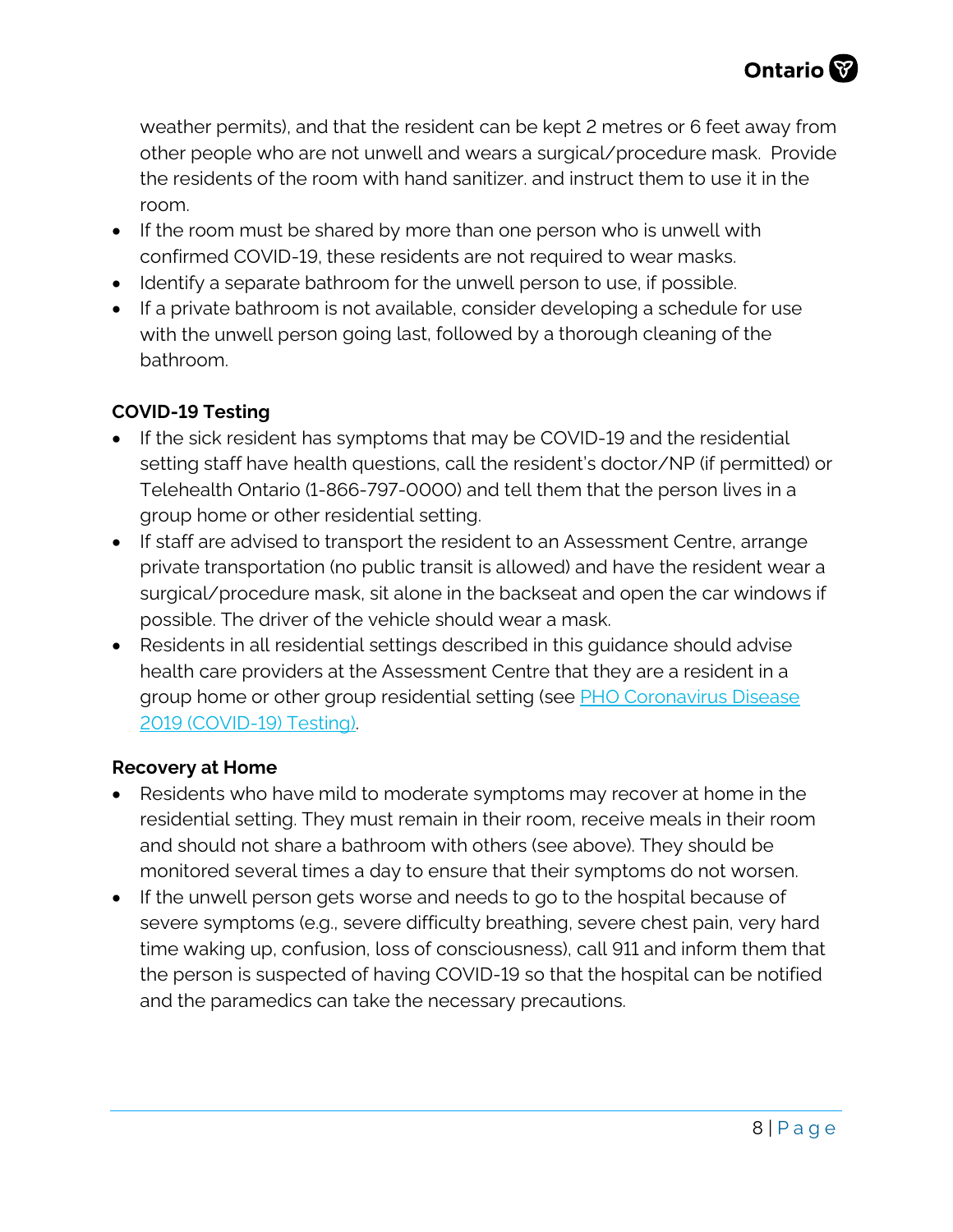weather permits), and that the resident can be kept 2 metres or 6 feet away from other people who are not unwell and wears a surgical/procedure mask. Provide the residents of the room with hand sanitizer. and instruct them to use it in the room.

- If the room must be shared by more than one person who is unwell with confirmed COVID-19, these residents are not required to wear masks.
- Identify a separate bathroom for the unwell person to use, if possible.
- If a private bathroom is not available, consider developing a schedule for use with the unwell person going last, followed by a thorough cleaning of the bathroom.

**COVID-19 Testing**

- If the sick resident has symptoms that may be COVID-19 and the residential setting staff have health questions, call the resident's doctor/NP (if permitted) or Telehealth Ontario (1-866-797-0000) and tell them that the person lives in a group home or other residential setting.
- If staff are advised to transport the resident to an Assessment Centre, arrange private transportation (no public transit is allowed) and have the resident wear a surgical/procedure mask, sit alone in the backseat and open the car windows if possible. The driver of the vehicle should wear a mask.
- Residents in all residential settings described in this guidance should advise health care providers at the Assessment Centre that they are a resident in a group home or other group residential setting (see PHO Coronavirus Disease 2019 (COVID-19) Testing).

**Recovery at Home**

- Residents who have mild to moderate symptoms may recover at home in the residential setting. They must remain in their room, receive meals in their room and should not share a bathroom with others (see above). They should be monitored several times a day to ensure that their symptoms do not worsen.
- If the unwell person gets worse and needs to go to the hospital because of severe symptoms (e.g., severe difficulty breathing, severe chest pain, very hard time waking up, confusion, loss of consciousness), call 911 and inform them that the person is suspected of having COVID-19 so that the hospital can be notified and the paramedics can take the necessary precautions.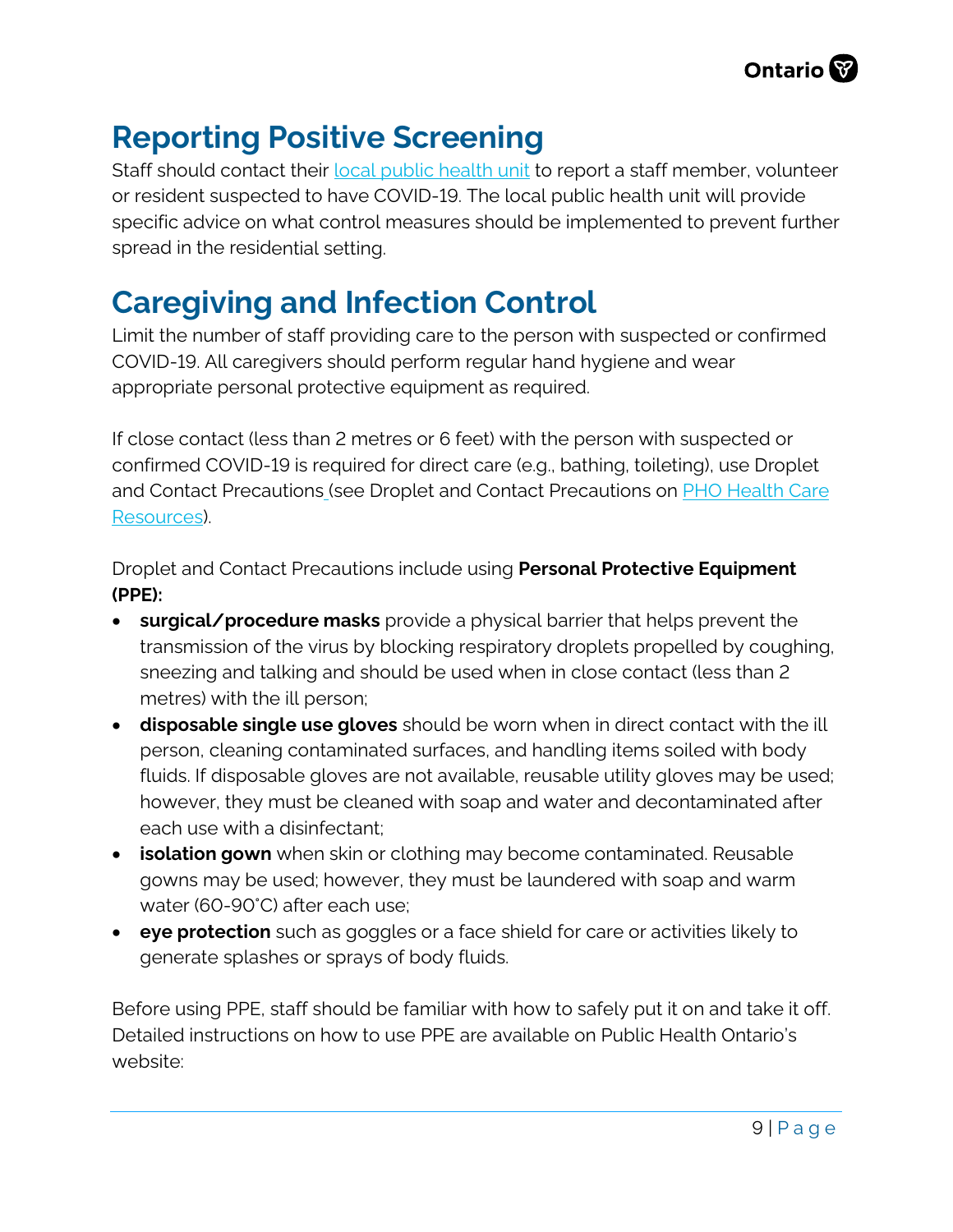## Reporting Positive Screening

Staff should contact their [local public health unit](#) to report a staff member, volunteer or resident suspected to have COVID-19. The local public health unit will provide specific advice on what control measures should be implemented to prevent further spread in the residential setting.

## Caregiving and Infection Control

Limit the number of staff providing care to the person with suspected or confirmed COVID-19. All caregivers should perform regular hand hygiene and wear appropriate personal protective equipment as required.

If close contact (less than 2 metres or 6 feet) with the person with suspected or confirmed COVID-19 is required for direct care (e.g., bathing, toileting), use Droplet and Contact Precautions (see Droplet and Contact Precautions on [PHO Health Care Resources](#)).

Droplet and Contact Precautions include using **Personal Protective Equipment (PPE):**

- **surgical/procedure masks** provide a physical barrier that helps prevent the transmission of the virus by blocking respiratory droplets propelled by coughing, sneezing and talking and should be used when in close contact (less than 2 metres) with the ill person;
- **disposable single use gloves** should be worn when in direct contact with the ill person, cleaning contaminated surfaces, and handling items soiled with body fluids. If disposable gloves are not available, reusable utility gloves may be used; however, they must be cleaned with soap and water and decontaminated after each use with a disinfectant;
- **isolation gown** when skin or clothing may become contaminated. Reusable gowns may be used; however, they must be laundered with soap and warm water (60-90˚C) after each use;
- **eye protection** such as goggles or a face shield for care or activities likely to generate splashes or sprays of body fluids.

Before using PPE, staff should be familiar with how to safely put it on and take it off. Detailed instructions on how to use PPE are available on Public Health Ontario's website: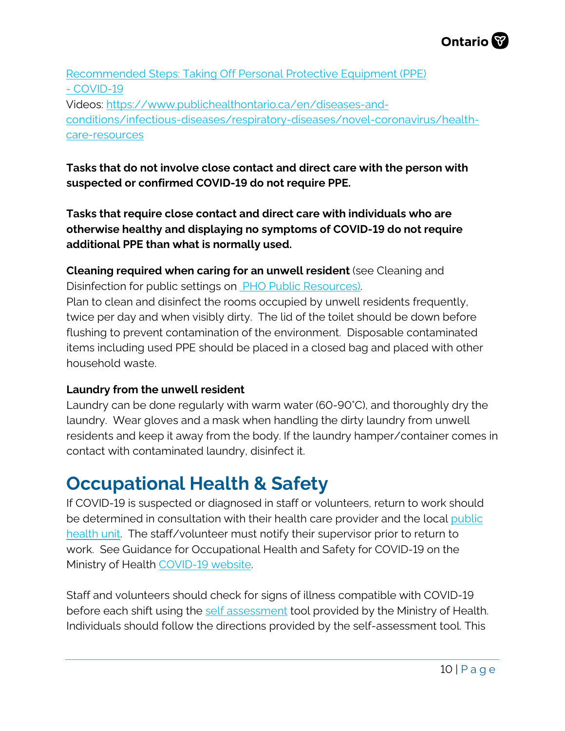[Recommended Steps: Taking Off Personal Protective Equipment (PPE) - COVID-19](#)
Videos: [https://www.publichealthontario.ca/en/diseases-and-conditions/infectious-diseases/respiratory-diseases/novel-coronavirus/health-care-resources](https://www.publichealthontario.ca/en/diseases-and-conditions/infectious-diseases/respiratory-diseases/novel-coronavirus/health-care-resources)

**Tasks that do not involve close contact and direct care with the person with suspected or confirmed COVID-19 do not require PPE.**

**Tasks that require close contact and direct care with individuals who are otherwise healthy and displaying no symptoms of COVID-19 do not require additional PPE than what is normally used.**

**Cleaning required when caring for an unwell resident** (see Cleaning and Disinfection for public settings on [PHO Public Resources](#)).
Plan to clean and disinfect the rooms occupied by unwell residents frequently, twice per day and when visibly dirty. The lid of the toilet should be down before flushing to prevent contamination of the environment. Disposable contaminated items including used PPE should be placed in a closed bag and placed with other household waste.

**Laundry from the unwell resident**
Laundry can be done regularly with warm water (60-90˚C), and thoroughly dry the laundry. Wear gloves and a mask when handling the dirty laundry from unwell residents and keep it away from the body. If the laundry hamper/container comes in contact with contaminated laundry, disinfect it.

# Occupational Health & Safety

If COVID-19 is suspected or diagnosed in staff or volunteers, return to work should be determined in consultation with their health care provider and the local [public health unit](#). The staff/volunteer must notify their supervisor prior to return to work. See Guidance for Occupational Health and Safety for COVID-19 on the Ministry of Health [COVID-19 website](#).

Staff and volunteers should check for signs of illness compatible with COVID-19 before each shift using the [self assessment](#) tool provided by the Ministry of Health. Individuals should follow the directions provided by the self-assessment tool. This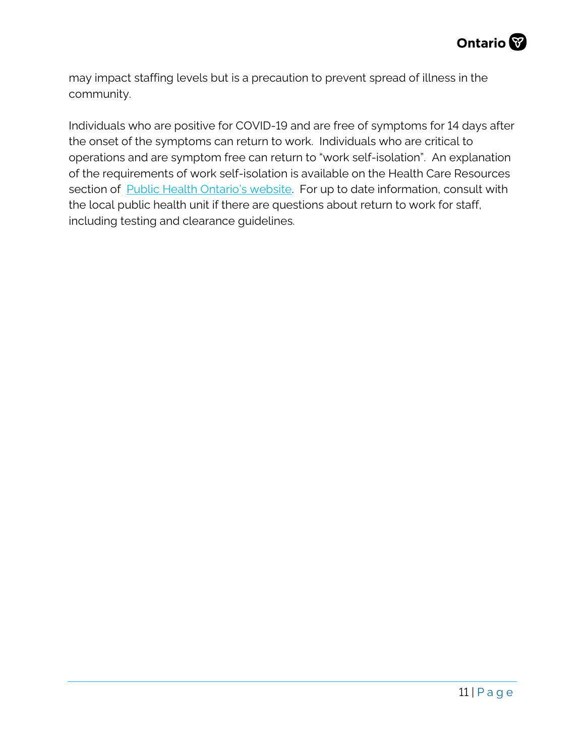may impact staffing levels but is a precaution to prevent spread of illness in the community.

Individuals who are positive for COVID-19 and are free of symptoms for 14 days after the onset of the symptoms can return to work. Individuals who are critical to operations and are symptom free can return to "work self-isolation". An explanation of the requirements of work self-isolation is available on the Health Care Resources section of Public Health Ontario's website. For up to date information, consult with the local public health unit if there are questions about return to work for staff, including testing and clearance guidelines.